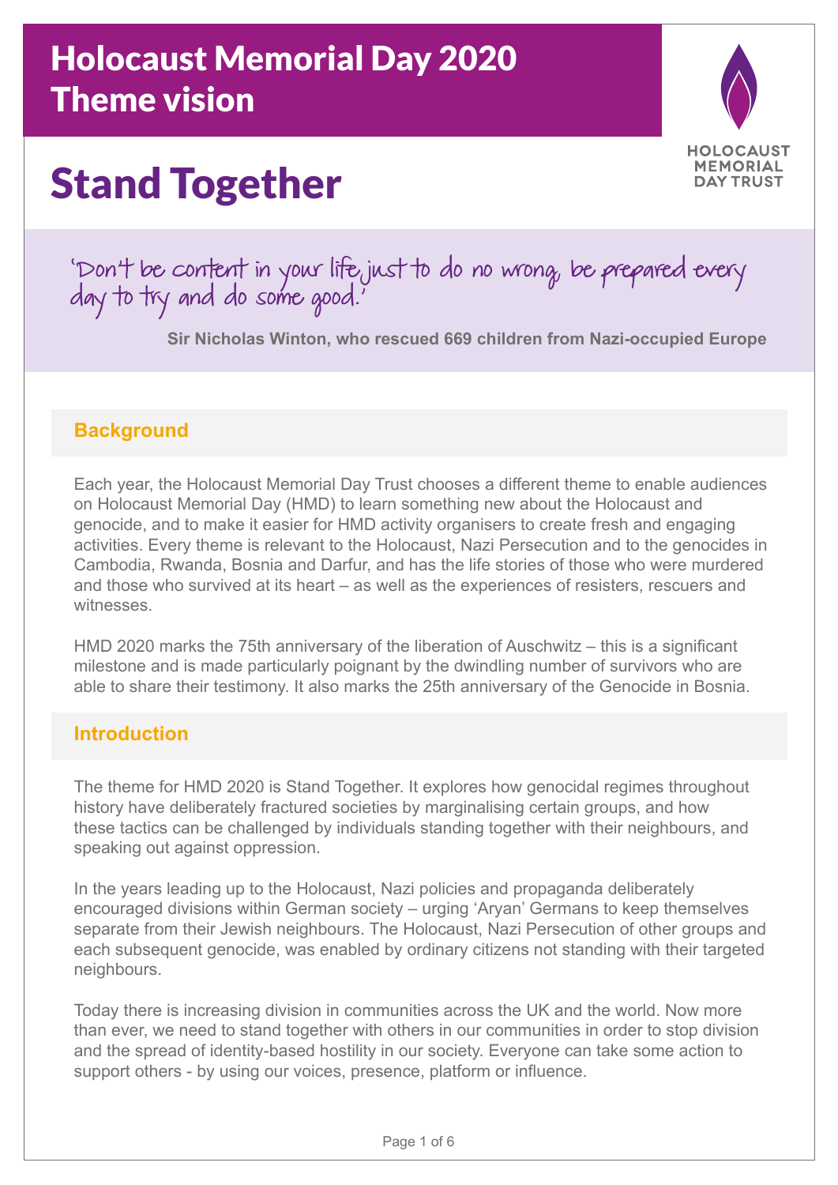# Holocaust Memorial Day 2020 Theme vision

HOLOCAUST MEMORIAL DAY TRUST

# Stand Together

*'Don't be content in your life, just to do no wrong, be prepared every day to try and do some good.'*

**Sir Nicholas Winton, who rescued 669 children from Nazi-occupied Europe**

## Background

Each year, the Holocaust Memorial Day Trust chooses a different theme to enable audiences on Holocaust Memorial Day (HMD) to learn something new about the Holocaust and genocide, and to make it easier for HMD activity organisers to create fresh and engaging activities. Every theme is relevant to the Holocaust, Nazi Persecution and to the genocides in Cambodia, Rwanda, Bosnia and Darfur, and has the life stories of those who were murdered and those who survived at its heart – as well as the experiences of resisters, rescuers and witnesses.

HMD 2020 marks the 75th anniversary of the liberation of Auschwitz – this is a significant milestone and is made particularly poignant by the dwindling number of survivors who are able to share their testimony. It also marks the 25th anniversary of the Genocide in Bosnia.

## Introduction

The theme for HMD 2020 is Stand Together. It explores how genocidal regimes throughout history have deliberately fractured societies by marginalising certain groups, and how these tactics can be challenged by individuals standing together with their neighbours, and speaking out against oppression.

In the years leading up to the Holocaust, Nazi policies and propaganda deliberately encouraged divisions within German society – urging 'Aryan' Germans to keep themselves separate from their Jewish neighbours. The Holocaust, Nazi Persecution of other groups and each subsequent genocide, was enabled by ordinary citizens not standing with their targeted neighbours.

Today there is increasing division in communities across the UK and the world. Now more than ever, we need to stand together with others in our communities in order to stop division and the spread of identity-based hostility in our society. Everyone can take some action to support others - by using our voices, presence, platform or influence.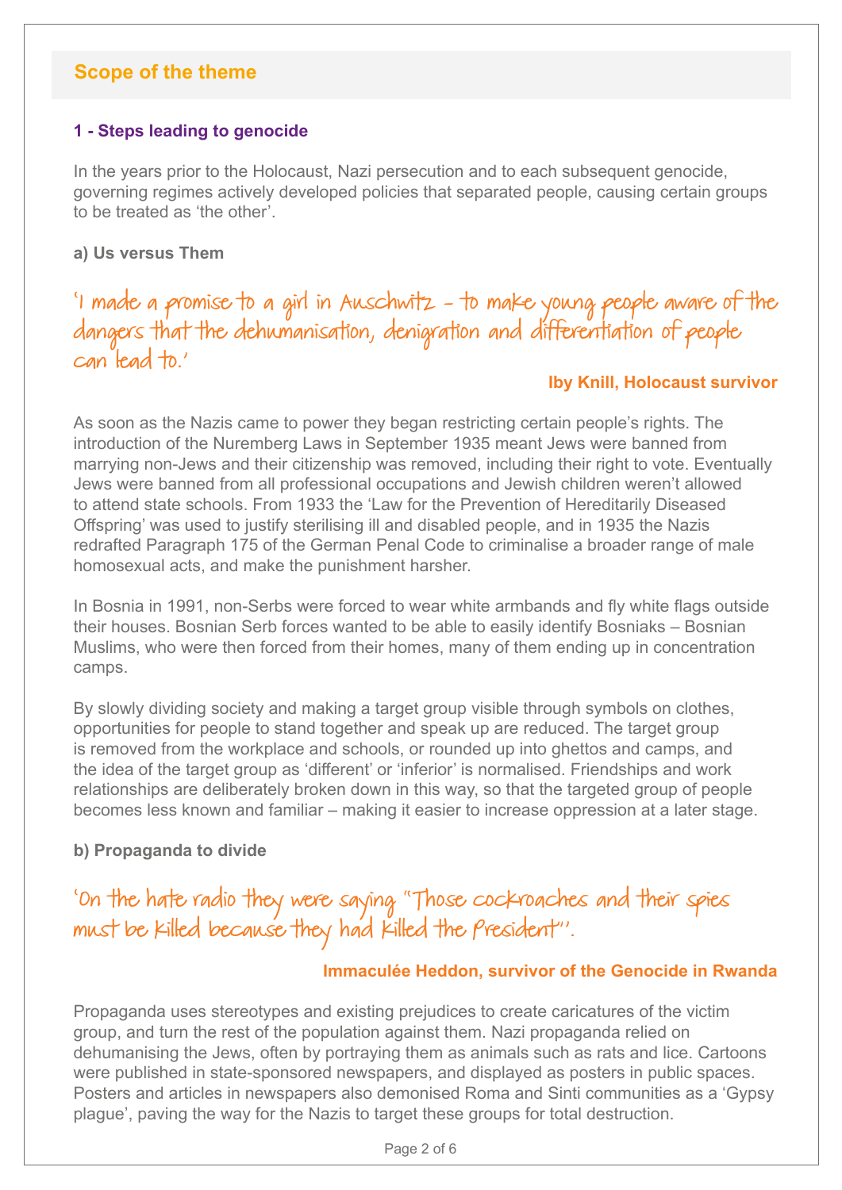## Scope of the theme

### 1 - Steps leading to genocide

In the years prior to the Holocaust, Nazi persecution and to each subsequent genocide, governing regimes actively developed policies that separated people, causing certain groups to be treated as 'the other'.

#### a) Us versus Them

*'I made a promise to a girl in Auschwitz – to make young people aware of the dangers that the dehumanisation, denigration and differentiation of people can lead to.'*

**Iby Knill, Holocaust survivor**

As soon as the Nazis came to power they began restricting certain people's rights. The introduction of the Nuremberg Laws in September 1935 meant Jews were banned from marrying non-Jews and their citizenship was removed, including their right to vote. Eventually Jews were banned from all professional occupations and Jewish children weren't allowed to attend state schools. From 1933 the 'Law for the Prevention of Hereditarily Diseased Offspring' was used to justify sterilising ill and disabled people, and in 1935 the Nazis redrafted Paragraph 175 of the German Penal Code to criminalise a broader range of male homosexual acts, and make the punishment harsher.

In Bosnia in 1991, non-Serbs were forced to wear white armbands and fly white flags outside their houses. Bosnian Serb forces wanted to be able to easily identify Bosniaks – Bosnian Muslims, who were then forced from their homes, many of them ending up in concentration camps.

By slowly dividing society and making a target group visible through symbols on clothes, opportunities for people to stand together and speak up are reduced. The target group is removed from the workplace and schools, or rounded up into ghettos and camps, and the idea of the target group as 'different' or 'inferior' is normalised. Friendships and work relationships are deliberately broken down in this way, so that the targeted group of people becomes less known and familiar – making it easier to increase oppression at a later stage.

#### b) Propaganda to divide

*'On the hate radio they were saying "Those cockroaches and their spies must be killed because they had killed the President".*

**Immaculée Heddon, survivor of the Genocide in Rwanda**

Propaganda uses stereotypes and existing prejudices to create caricatures of the victim group, and turn the rest of the population against them. Nazi propaganda relied on dehumanising the Jews, often by portraying them as animals such as rats and lice. Cartoons were published in state-sponsored newspapers, and displayed as posters in public spaces. Posters and articles in newspapers also demonised Roma and Sinti communities as a 'Gypsy plague', paving the way for the Nazis to target these groups for total destruction.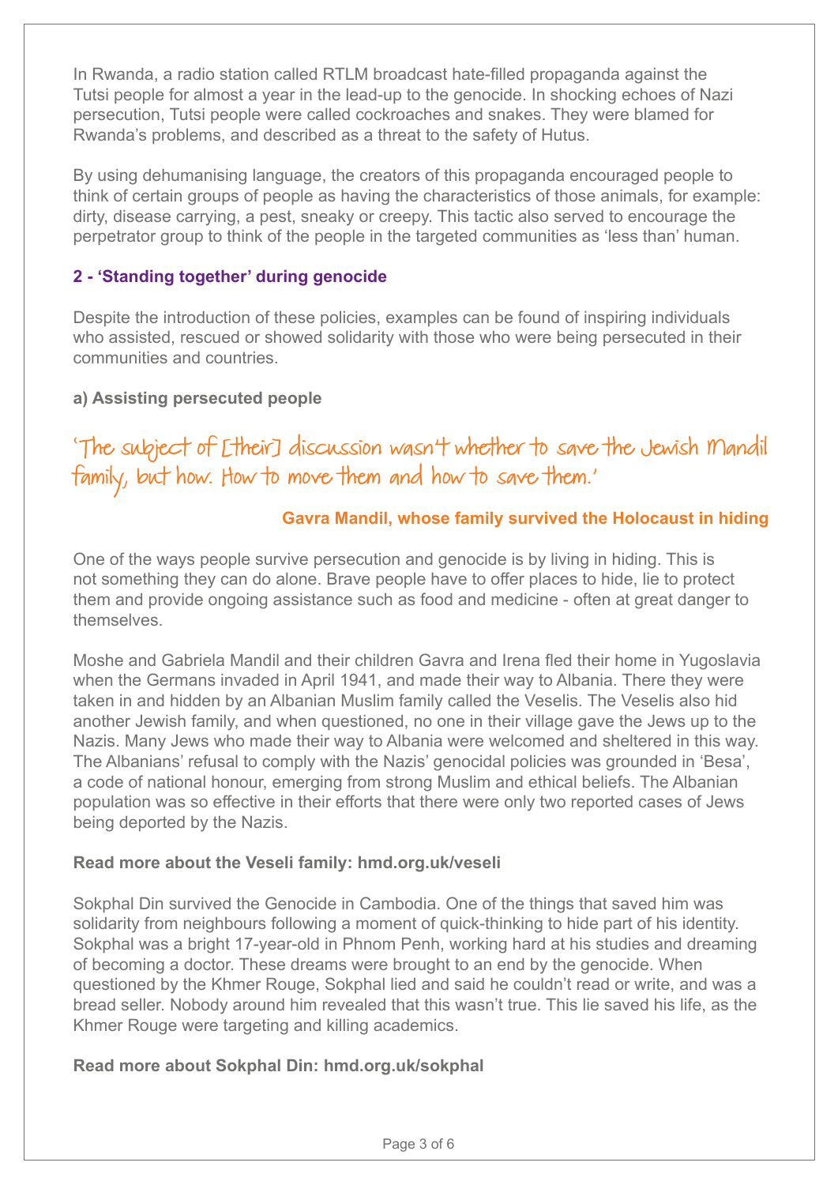In Rwanda, a radio station called RTLM broadcast hate-filled propaganda against the Tutsi people for almost a year in the lead-up to the genocide. In shocking echoes of Nazi persecution, Tutsi people were called cockroaches and snakes. They were blamed for Rwanda's problems, and described as a threat to the safety of Hutus.

By using dehumanising language, the creators of this propaganda encouraged people to think of certain groups of people as having the characteristics of those animals, for example: dirty, disease carrying, a pest, sneaky or creepy. This tactic also served to encourage the perpetrator group to think of the people in the targeted communities as 'less than' human.

### 2 - 'Standing together' during genocide

Despite the introduction of these policies, examples can be found of inspiring individuals who assisted, rescued or showed solidarity with those who were being persecuted in their communities and countries.

#### a) Assisting persecuted people

> 'The subject of [their] discussion wasn't whether to save the Jewish Mandil family, but how. How to move them and how to save them.'
>
> **Gavra Mandil, whose family survived the Holocaust in hiding**

One of the ways people survive persecution and genocide is by living in hiding. This is not something they can do alone. Brave people have to offer places to hide, lie to protect them and provide ongoing assistance such as food and medicine - often at great danger to themselves.

Moshe and Gabriela Mandil and their children Gavra and Irena fled their home in Yugoslavia when the Germans invaded in April 1941, and made their way to Albania. There they were taken in and hidden by an Albanian Muslim family called the Veselis. The Veselis also hid another Jewish family, and when questioned, no one in their village gave the Jews up to the Nazis. Many Jews who made their way to Albania were welcomed and sheltered in this way. The Albanians' refusal to comply with the Nazis' genocidal policies was grounded in 'Besa', a code of national honour, emerging from strong Muslim and ethical beliefs. The Albanian population was so effective in their efforts that there were only two reported cases of Jews being deported by the Nazis.

**Read more about the Veseli family: hmd.org.uk/veseli**

Sokphal Din survived the Genocide in Cambodia. One of the things that saved him was solidarity from neighbours following a moment of quick-thinking to hide part of his identity. Sokphal was a bright 17-year-old in Phnom Penh, working hard at his studies and dreaming of becoming a doctor. These dreams were brought to an end by the genocide. When questioned by the Khmer Rouge, Sokphal lied and said he couldn't read or write, and was a bread seller. Nobody around him revealed that this wasn't true. This lie saved his life, as the Khmer Rouge were targeting and killing academics.

**Read more about Sokphal Din: hmd.org.uk/sokphal**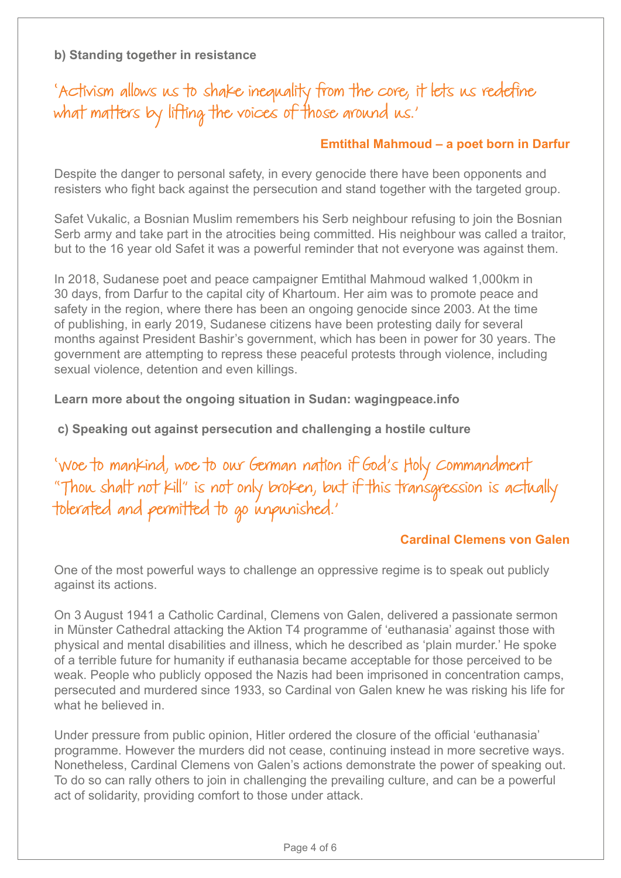**b) Standing together in resistance**

'Activism allows us to shake inequality from the core, it lets us redefine what matters by lifting the voices of those around us.'

**Emtithal Mahmoud – a poet born in Darfur**

Despite the danger to personal safety, in every genocide there have been opponents and resisters who fight back against the persecution and stand together with the targeted group.

Safet Vukalic, a Bosnian Muslim remembers his Serb neighbour refusing to join the Bosnian Serb army and take part in the atrocities being committed. His neighbour was called a traitor, but to the 16 year old Safet it was a powerful reminder that not everyone was against them.

In 2018, Sudanese poet and peace campaigner Emtithal Mahmoud walked 1,000km in 30 days, from Darfur to the capital city of Khartoum. Her aim was to promote peace and safety in the region, where there has been an ongoing genocide since 2003. At the time of publishing, in early 2019, Sudanese citizens have been protesting daily for several months against President Bashir's government, which has been in power for 30 years. The government are attempting to repress these peaceful protests through violence, including sexual violence, detention and even killings.

**Learn more about the ongoing situation in Sudan: wagingpeace.info**

**c) Speaking out against persecution and challenging a hostile culture**

'Woe to mankind, woe to our German nation if God's Holy Commandment "Thou shalt not kill" is not only broken, but if this transgression is actually tolerated and permitted to go unpunished.'

**Cardinal Clemens von Galen**

One of the most powerful ways to challenge an oppressive regime is to speak out publicly against its actions.

On 3 August 1941 a Catholic Cardinal, Clemens von Galen, delivered a passionate sermon in Münster Cathedral attacking the Aktion T4 programme of 'euthanasia' against those with physical and mental disabilities and illness, which he described as 'plain murder.' He spoke of a terrible future for humanity if euthanasia became acceptable for those perceived to be weak. People who publicly opposed the Nazis had been imprisoned in concentration camps, persecuted and murdered since 1933, so Cardinal von Galen knew he was risking his life for what he believed in.

Under pressure from public opinion, Hitler ordered the closure of the official 'euthanasia' programme. However the murders did not cease, continuing instead in more secretive ways. Nonetheless, Cardinal Clemens von Galen's actions demonstrate the power of speaking out. To do so can rally others to join in challenging the prevailing culture, and can be a powerful act of solidarity, providing comfort to those under attack.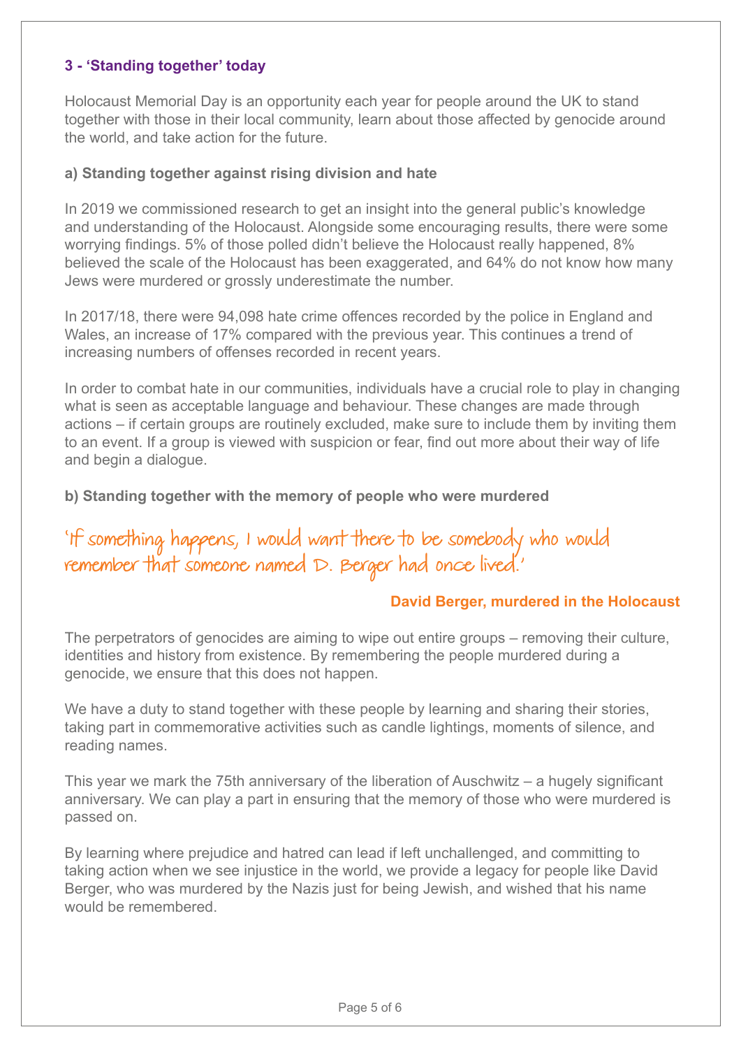## 3 - 'Standing together' today

Holocaust Memorial Day is an opportunity each year for people around the UK to stand together with those in their local community, learn about those affected by genocide around the world, and take action for the future.

### a) Standing together against rising division and hate

In 2019 we commissioned research to get an insight into the general public's knowledge and understanding of the Holocaust. Alongside some encouraging results, there were some worrying findings. 5% of those polled didn't believe the Holocaust really happened, 8% believed the scale of the Holocaust has been exaggerated, and 64% do not know how many Jews were murdered or grossly underestimate the number.

In 2017/18, there were 94,098 hate crime offences recorded by the police in England and Wales, an increase of 17% compared with the previous year. This continues a trend of increasing numbers of offenses recorded in recent years.

In order to combat hate in our communities, individuals have a crucial role to play in changing what is seen as acceptable language and behaviour. These changes are made through actions – if certain groups are routinely excluded, make sure to include them by inviting them to an event. If a group is viewed with suspicion or fear, find out more about their way of life and begin a dialogue.

### b) Standing together with the memory of people who were murdered

> 'If something happens, I would want there to be somebody who would remember that someone named D. Berger had once lived.'
>
> **David Berger, murdered in the Holocaust**

The perpetrators of genocides are aiming to wipe out entire groups – removing their culture, identities and history from existence. By remembering the people murdered during a genocide, we ensure that this does not happen.

We have a duty to stand together with these people by learning and sharing their stories, taking part in commemorative activities such as candle lightings, moments of silence, and reading names.

This year we mark the 75th anniversary of the liberation of Auschwitz – a hugely significant anniversary. We can play a part in ensuring that the memory of those who were murdered is passed on.

By learning where prejudice and hatred can lead if left unchallenged, and committing to taking action when we see injustice in the world, we provide a legacy for people like David Berger, who was murdered by the Nazis just for being Jewish, and wished that his name would be remembered.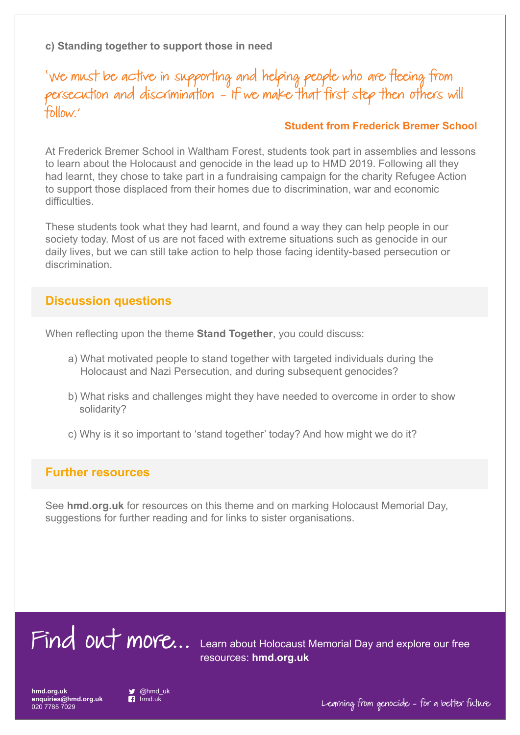**c) Standing together to support those in need**

'We must be active in supporting and helping people who are fleeing from persecution and discrimination – If we make that first step then others will follow.'

**Student from Frederick Bremer School**

At Frederick Bremer School in Waltham Forest, students took part in assemblies and lessons to learn about the Holocaust and genocide in the lead up to HMD 2019. Following all they had learnt, they chose to take part in a fundraising campaign for the charity Refugee Action to support those displaced from their homes due to discrimination, war and economic difficulties.

These students took what they had learnt, and found a way they can help people in our society today. Most of us are not faced with extreme situations such as genocide in our daily lives, but we can still take action to help those facing identity-based persecution or discrimination.

## Discussion questions

When reflecting upon the theme **Stand Together**, you could discuss:

a) What motivated people to stand together with targeted individuals during the Holocaust and Nazi Persecution, and during subsequent genocides?

b) What risks and challenges might they have needed to overcome in order to show solidarity?

c) Why is it so important to 'stand together' today? And how might we do it?

## Further resources

See **hmd.org.uk** for resources on this theme and on marking Holocaust Memorial Day, suggestions for further reading and for links to sister organisations.

# Find out more...

Learn about Holocaust Memorial Day and explore our free resources: **hmd.org.uk**

**hmd.org.uk**
**enquiries@hmd.org.uk**
020 7785 7029

@hmd_uk
hmd.uk

Learning from genocide – for a better future